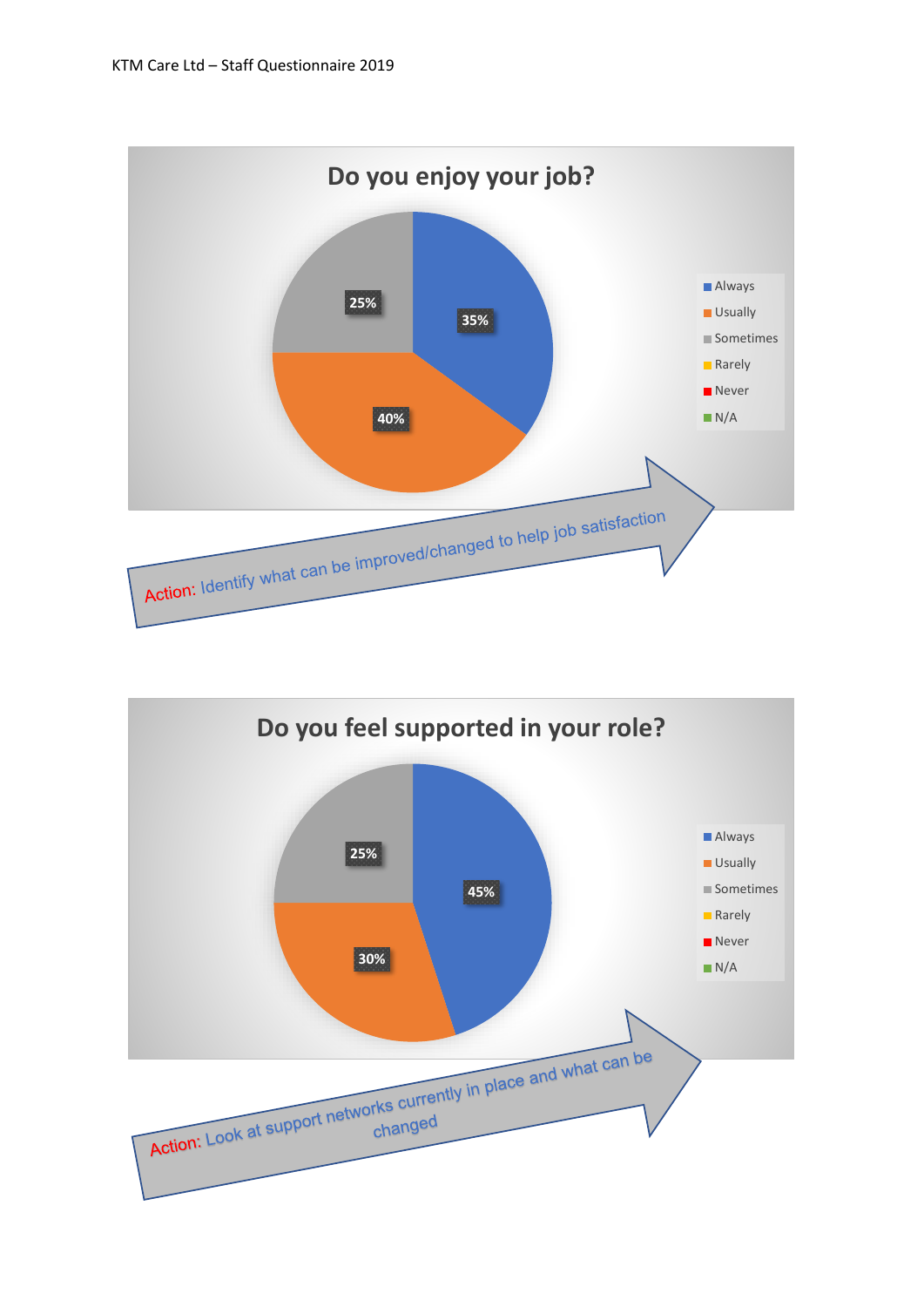KTM Care Ltd – Staff Questionnaire 2019

## Do you enjoy your job?

| Response | Percentage |
|---|---|
| Always | 35% |
| Usually | 40% |
| Sometimes | 25% |
| Rarely | |
| Never | |
| N/A | |

Action: Identify what can be improved/changed to help job satisfaction

## Do you feel supported in your role?

| Response | Percentage |
|---|---|
| Always | 45% |
| Usually | 30% |
| Sometimes | 25% |
| Rarely | |
| Never | |
| N/A | |

Action: Look at support networks currently in place and what can be changed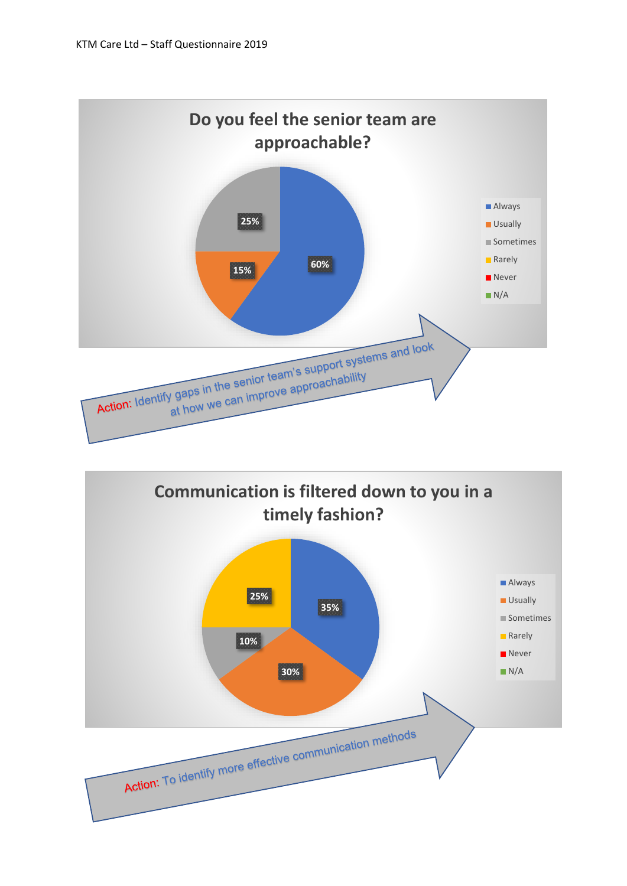## Do you feel the senior team are approachable?

| Response | % |
|---|---|
| Always | 60% |
| Usually | 15% |
| Sometimes | 25% |
| Rarely | |
| Never | |
| N/A | |

Action: Identify gaps in the senior team's support systems and look at how we can improve approachability

## Communication is filtered down to you in a timely fashion?

| Response | % |
|---|---|
| Always | 35% |
| Usually | 30% |
| Sometimes | 10% |
| Rarely | 25% |
| Never | |
| N/A | |

Action: To identify more effective communication methods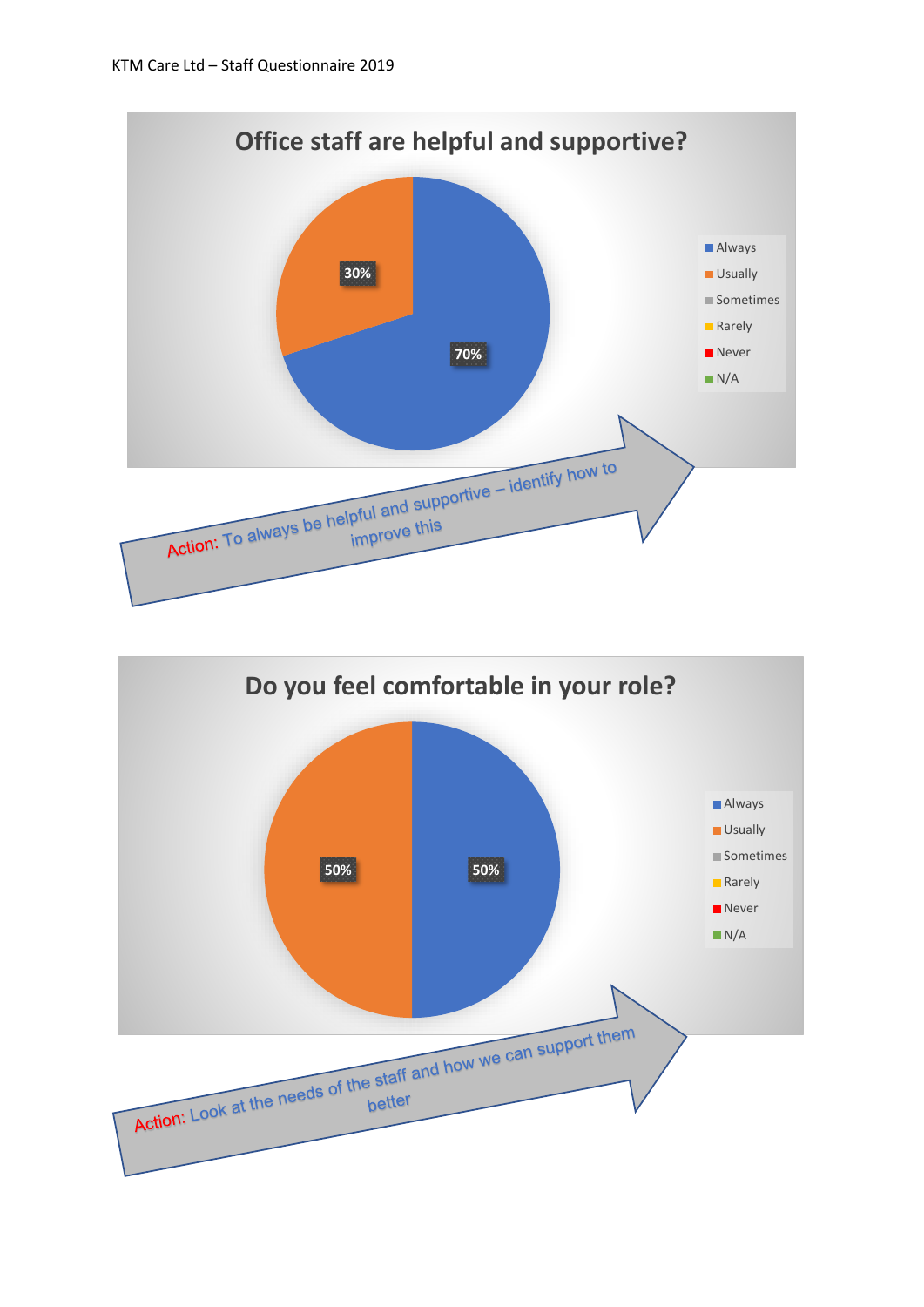## Office staff are helpful and supportive?

| Response | Percentage |
| --- | --- |
| Always | 70% |
| Usually | 30% |
| Sometimes | |
| Rarely | |
| Never | |
| N/A | |

Action: To always be helpful and supportive – identify how to improve this

## Do you feel comfortable in your role?

| Response | Percentage |
| --- | --- |
| Always | 50% |
| Usually | 50% |
| Sometimes | |
| Rarely | |
| Never | |
| N/A | |

Action: Look at the needs of the staff and how we can support them better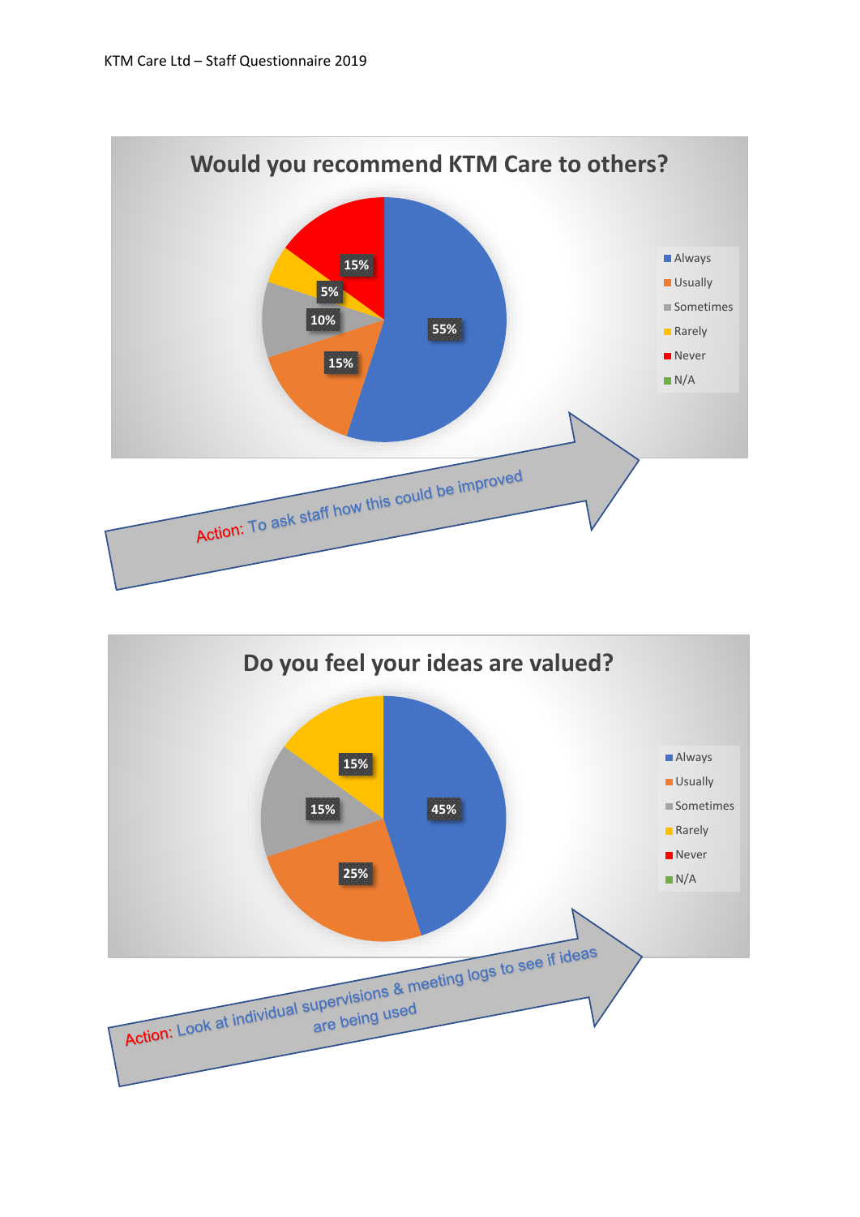## Would you recommend KTM Care to others?

| Response | Percentage |
| --- | --- |
| Always | 55% |
| Usually | 15% |
| Sometimes | 10% |
| Rarely | 5% |
| Never | 15% |
| N/A | |

Action: To ask staff how this could be improved

## Do you feel your ideas are valued?

| Response | Percentage |
| --- | --- |
| Always | 45% |
| Usually | 25% |
| Sometimes | 15% |
| Rarely | 15% |
| Never | |
| N/A | |

Action: Look at individual supervisions & meeting logs to see if ideas are being used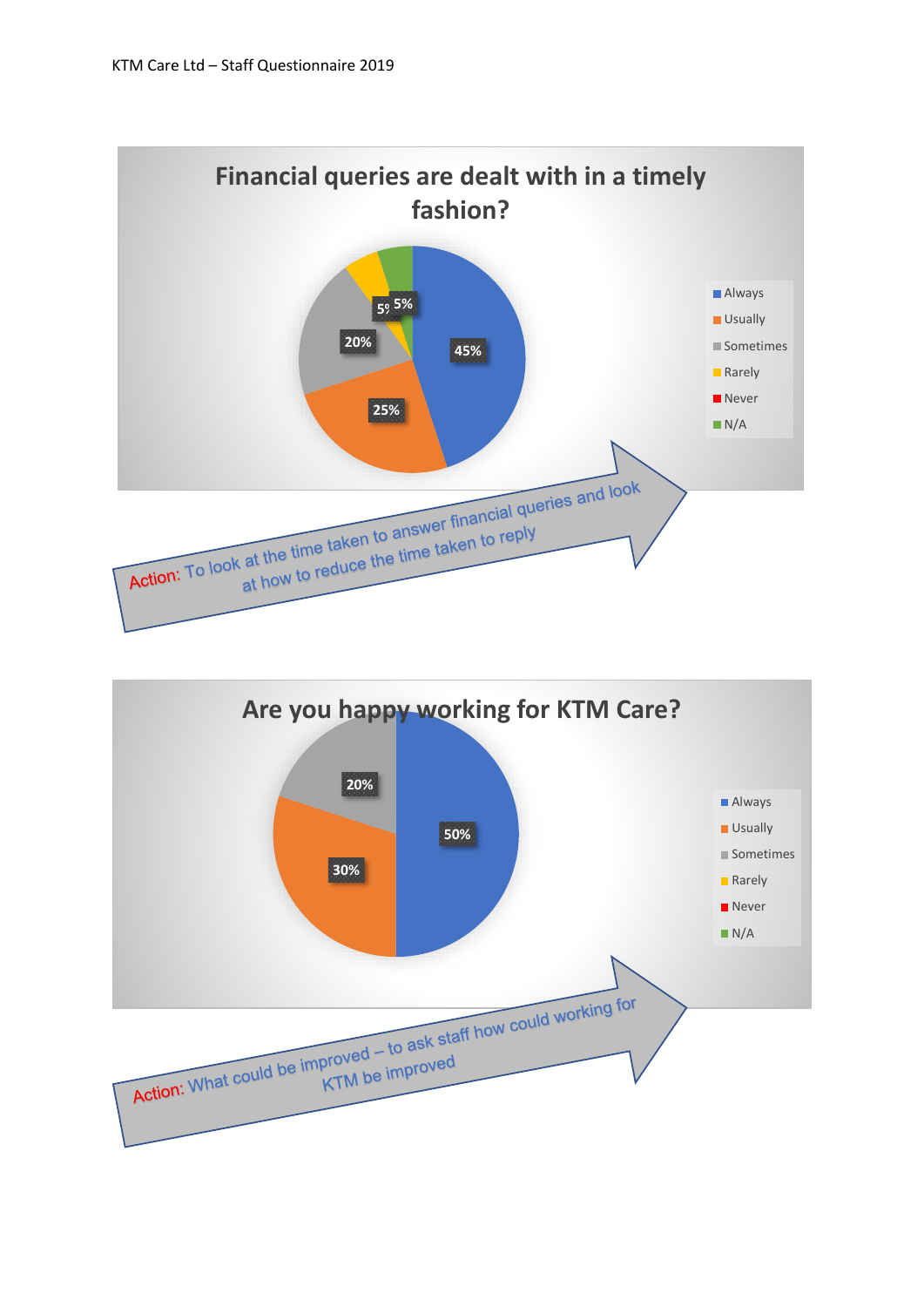KTM Care Ltd – Staff Questionnaire 2019

**Financial queries are dealt with in a timely fashion?**

45%
25%
20%
5%
5%

Always
Usually
Sometimes
Rarely
Never
N/A

Action: To look at the time taken to answer financial queries and look at how to reduce the time taken to reply

**Are you happy working for KTM Care?**

50%
30%
20%

Always
Usually
Sometimes
Rarely
Never
N/A

Action: What could be improved – to ask staff how could working for KTM be improved